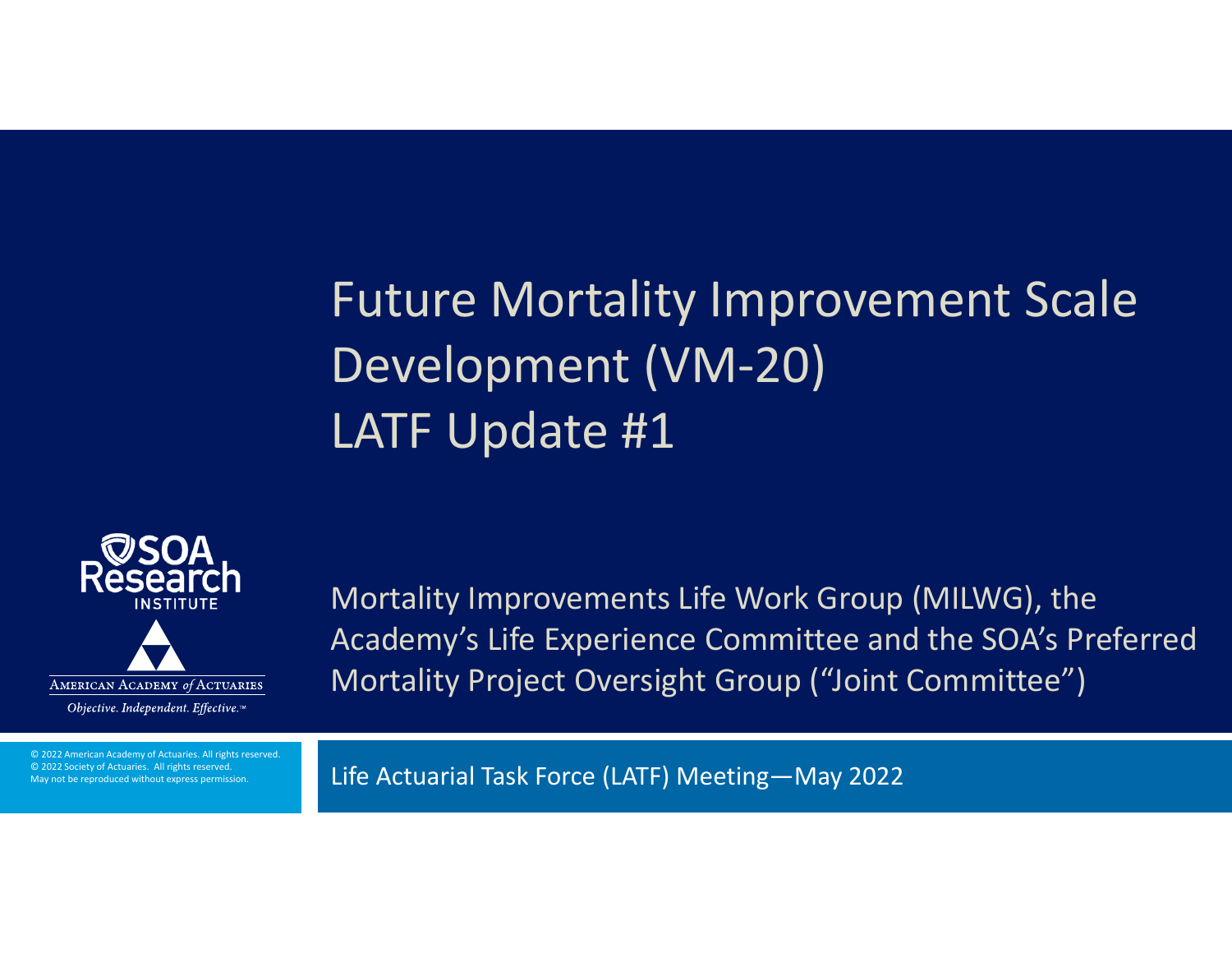# Future Mortality Improvement Scale Development (VM-20)
# LATF Update #1

SOA Research INSTITUTE

AMERICAN ACADEMY of ACTUARIES

*Objective. Independent. Effective.*™

Mortality Improvements Life Work Group (MILWG), the Academy's Life Experience Committee and the SOA's Preferred Mortality Project Oversight Group ("Joint Committee")

© 2022 American Academy of Actuaries. All rights reserved.
© 2022 Society of Actuaries. All rights reserved.
May not be reproduced without express permission.

Life Actuarial Task Force (LATF) Meeting—May 2022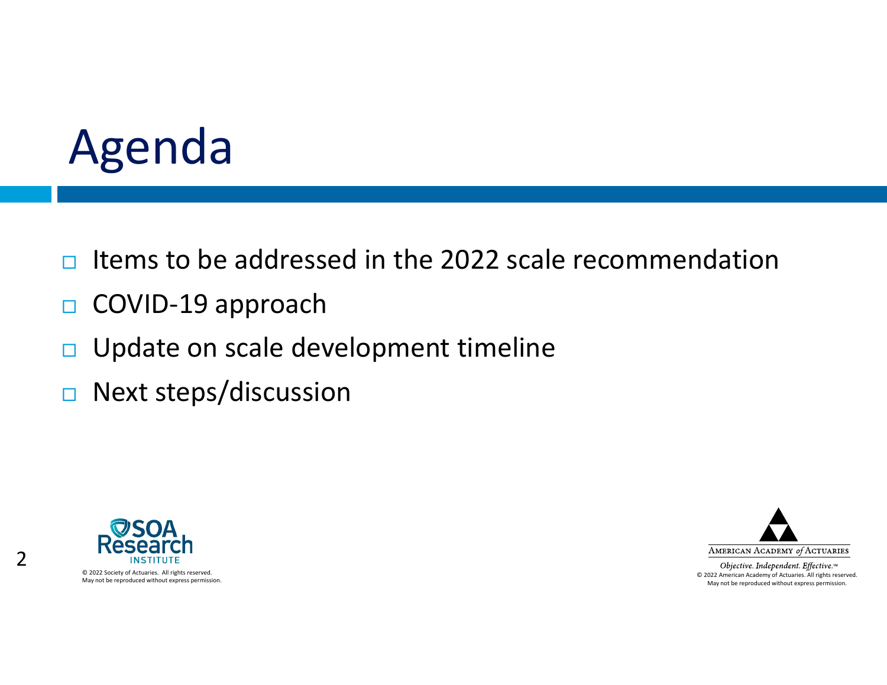# Agenda

- Items to be addressed in the 2022 scale recommendation
- COVID-19 approach
- Update on scale development timeline
- Next steps/discussion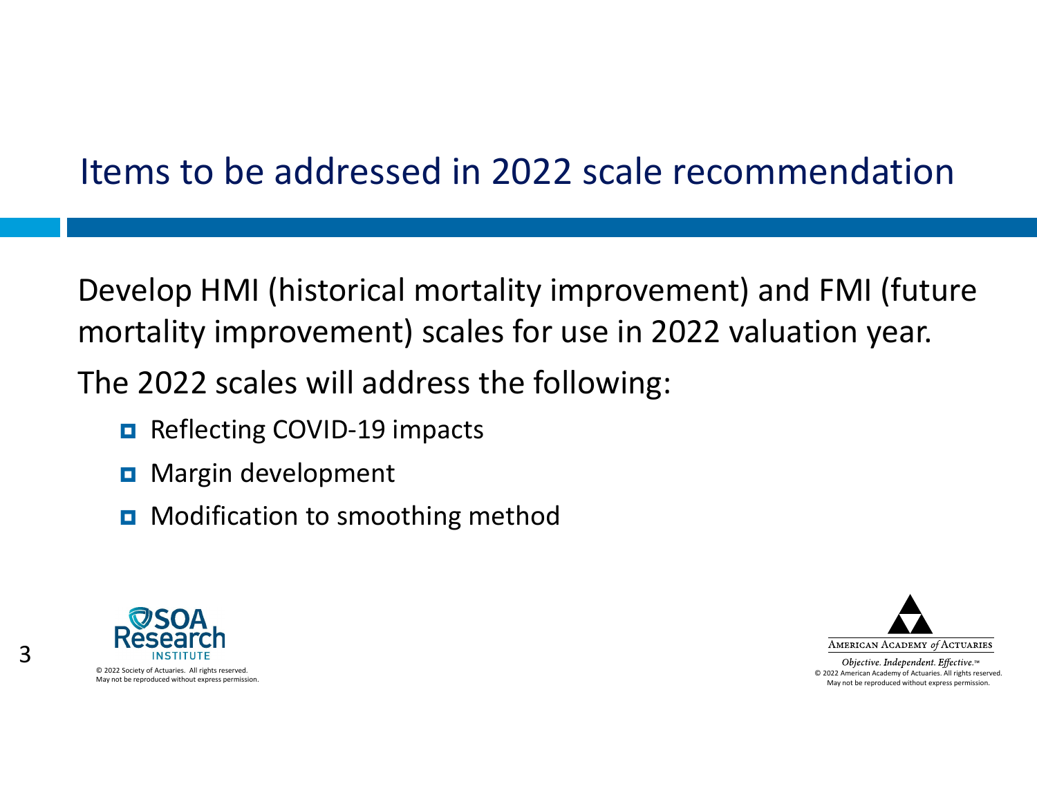# Items to be addressed in 2022 scale recommendation

Develop HMI (historical mortality improvement) and FMI (future mortality improvement) scales for use in 2022 valuation year.

The 2022 scales will address the following:

- Reflecting COVID-19 impacts
- Margin development
- Modification to smoothing method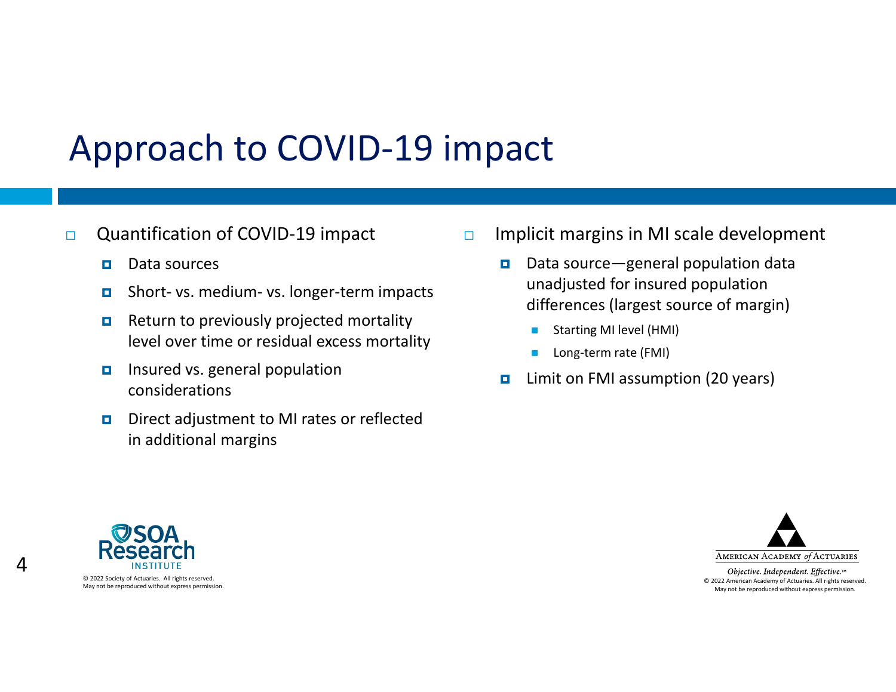# Approach to COVID-19 impact

- Quantification of COVID-19 impact
  - Data sources
  - Short- vs. medium- vs. longer-term impacts
  - Return to previously projected mortality level over time or residual excess mortality
  - Insured vs. general population considerations
  - Direct adjustment to MI rates or reflected in additional margins

- Implicit margins in MI scale development
  - Data source—general population data unadjusted for insured population differences (largest source of margin)
    - Starting MI level (HMI)
    - Long-term rate (FMI)
  - Limit on FMI assumption (20 years)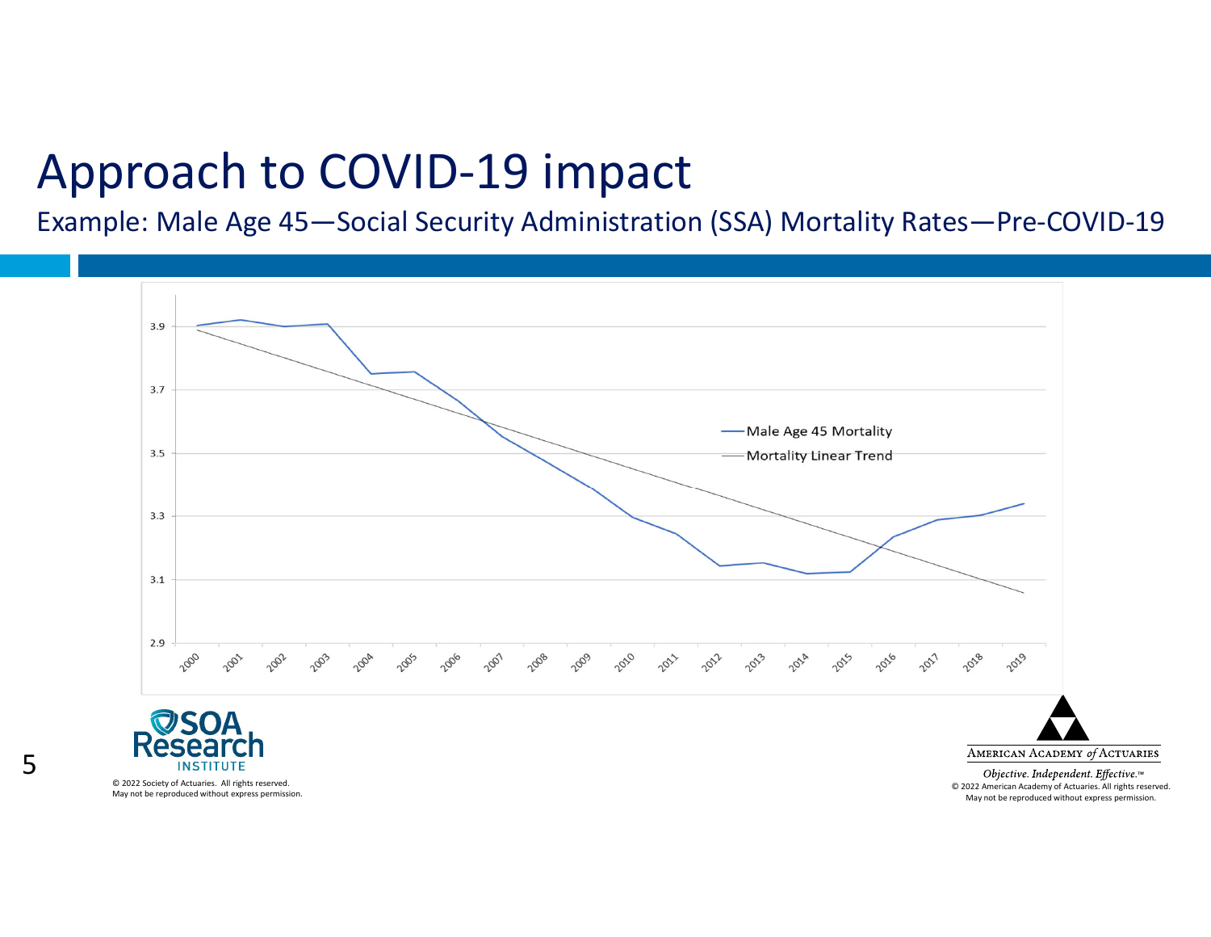# Approach to COVID-19 impact

Example: Male Age 45—Social Security Administration (SSA) Mortality Rates—Pre-COVID-19

© 2022 Society of Actuaries. All rights reserved.
May not be reproduced without express permission.

*Objective. Independent. Effective.*™
© 2022 American Academy of Actuaries. All rights reserved.
May not be reproduced without express permission.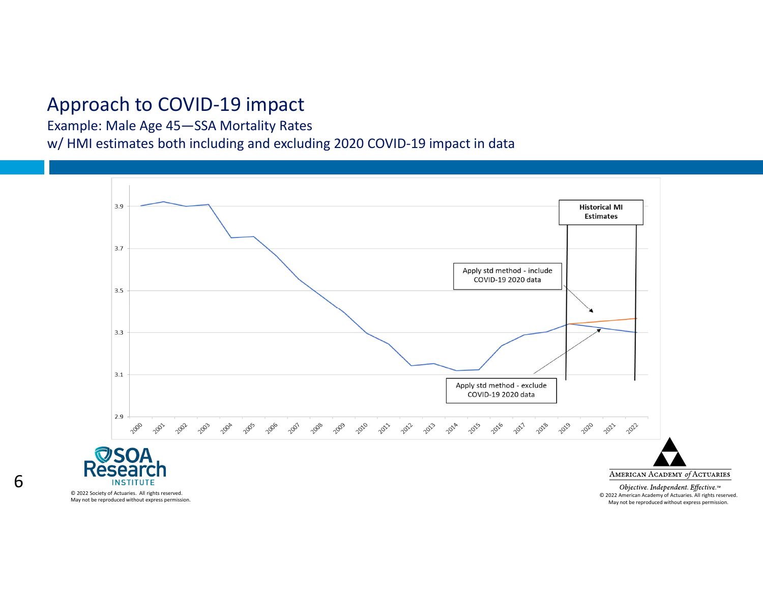# Approach to COVID-19 impact

Example: Male Age 45—SSA Mortality Rates

w/ HMI estimates both including and excluding 2020 COVID-19 impact in data

Historical MI Estimates

Apply std method - include COVID-19 2020 data

Apply std method - exclude COVID-19 2020 data

© 2022 Society of Actuaries. All rights reserved. May not be reproduced without express permission.

© 2022 American Academy of Actuaries. All rights reserved. May not be reproduced without express permission.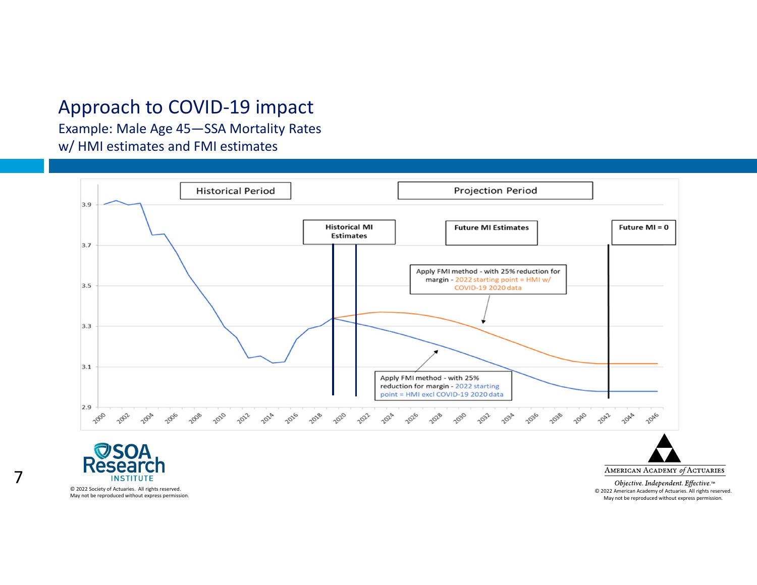# Approach to COVID-19 impact

Example: Male Age 45—SSA Mortality Rates w/ HMI estimates and FMI estimates

Historical Period

Projection Period

Historical MI Estimates

Future MI Estimates

Future MI = 0

Apply FMI method - with 25% reduction for margin - 2022 starting point = HMI w/ COVID-19 2020 data

Apply FMI method - with 25% reduction for margin - 2022 starting point = HMI excl COVID-19 2020 data

© 2022 Society of Actuaries. All rights reserved. May not be reproduced without express permission.

© 2022 American Academy of Actuaries. All rights reserved. May not be reproduced without express permission.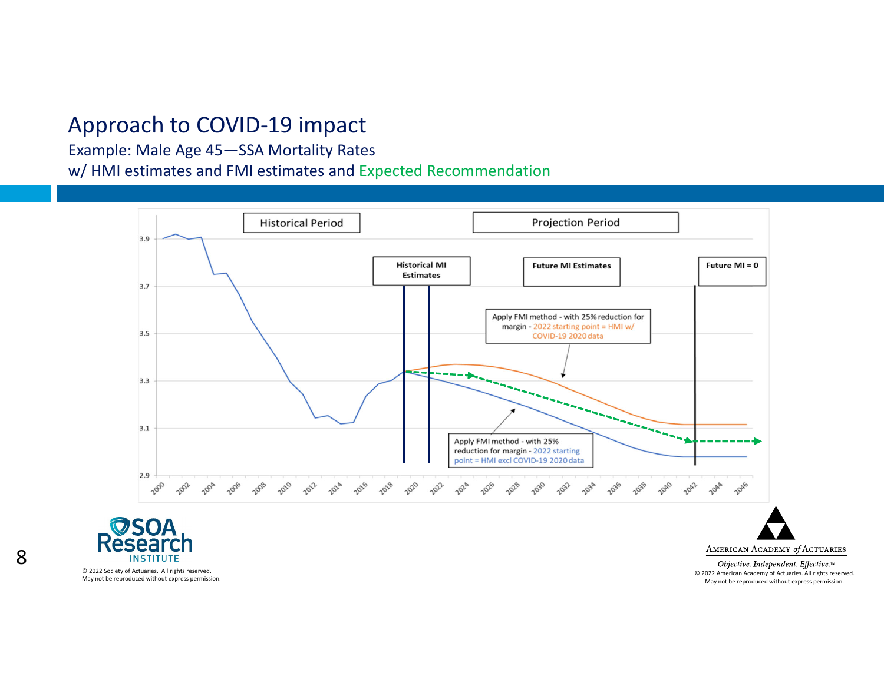# Approach to COVID-19 impact

Example: Male Age 45—SSA Mortality Rates
w/ HMI estimates and FMI estimates and Expected Recommendation

Historical Period

Projection Period

Historical MI Estimates

Future MI Estimates

Future MI = 0

Apply FMI method - with 25% reduction for margin - 2022 starting point = HMI w/ COVID-19 2020 data

Apply FMI method - with 25% reduction for margin - 2022 starting point = HMI excl COVID-19 2020 data

© 2022 Society of Actuaries. All rights reserved.
May not be reproduced without express permission.

American Academy of Actuaries
*Objective. Independent. Effective.*™
© 2022 American Academy of Actuaries. All rights reserved.
May not be reproduced without express permission.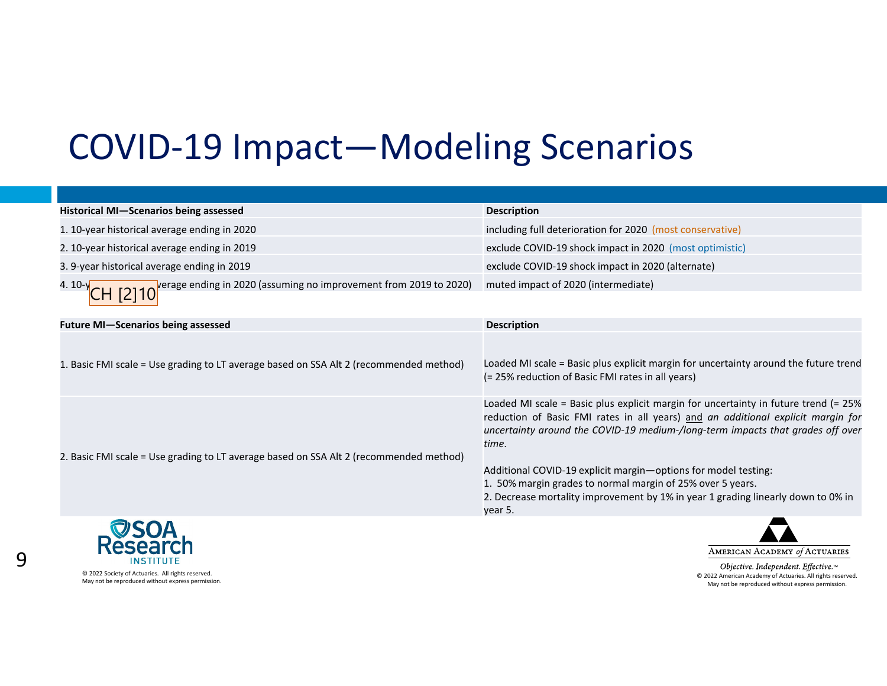# COVID-19 Impact—Modeling Scenarios

| Historical MI—Scenarios being assessed | Description |
|---|---|
| 1. 10-year historical average ending in 2020 | including full deterioration for 2020 (most conservative) |
| 2. 10-year historical average ending in 2019 | exclude COVID-19 shock impact in 2020 (most optimistic) |
| 3. 9-year historical average ending in 2019 | exclude COVID-19 shock impact in 2020 (alternate) |
| 4. 10-year historical average ending in 2020 (assuming no improvement from 2019 to 2020) | muted impact of 2020 (intermediate) |

| Future MI—Scenarios being assessed | Description |
|---|---|
| 1. Basic FMI scale = Use grading to LT average based on SSA Alt 2 (recommended method) | Loaded MI scale = Basic plus explicit margin for uncertainty around the future trend (= 25% reduction of Basic FMI rates in all years) |
| 2. Basic FMI scale = Use grading to LT average based on SSA Alt 2 (recommended method) | Loaded MI scale = Basic plus explicit margin for uncertainty in future trend (= 25% reduction of Basic FMI rates in all years) and *an additional explicit margin for uncertainty around the COVID-19 medium-/long-term impacts that grades off over time.*<br><br>Additional COVID-19 explicit margin—options for model testing:<br>1. 50% margin grades to normal margin of 25% over 5 years.<br>2. Decrease mortality improvement by 1% in year 1 grading linearly down to 0% in year 5. |

© 2022 Society of Actuaries. All rights reserved. May not be reproduced without express permission.

© 2022 American Academy of Actuaries. All rights reserved. May not be reproduced without express permission.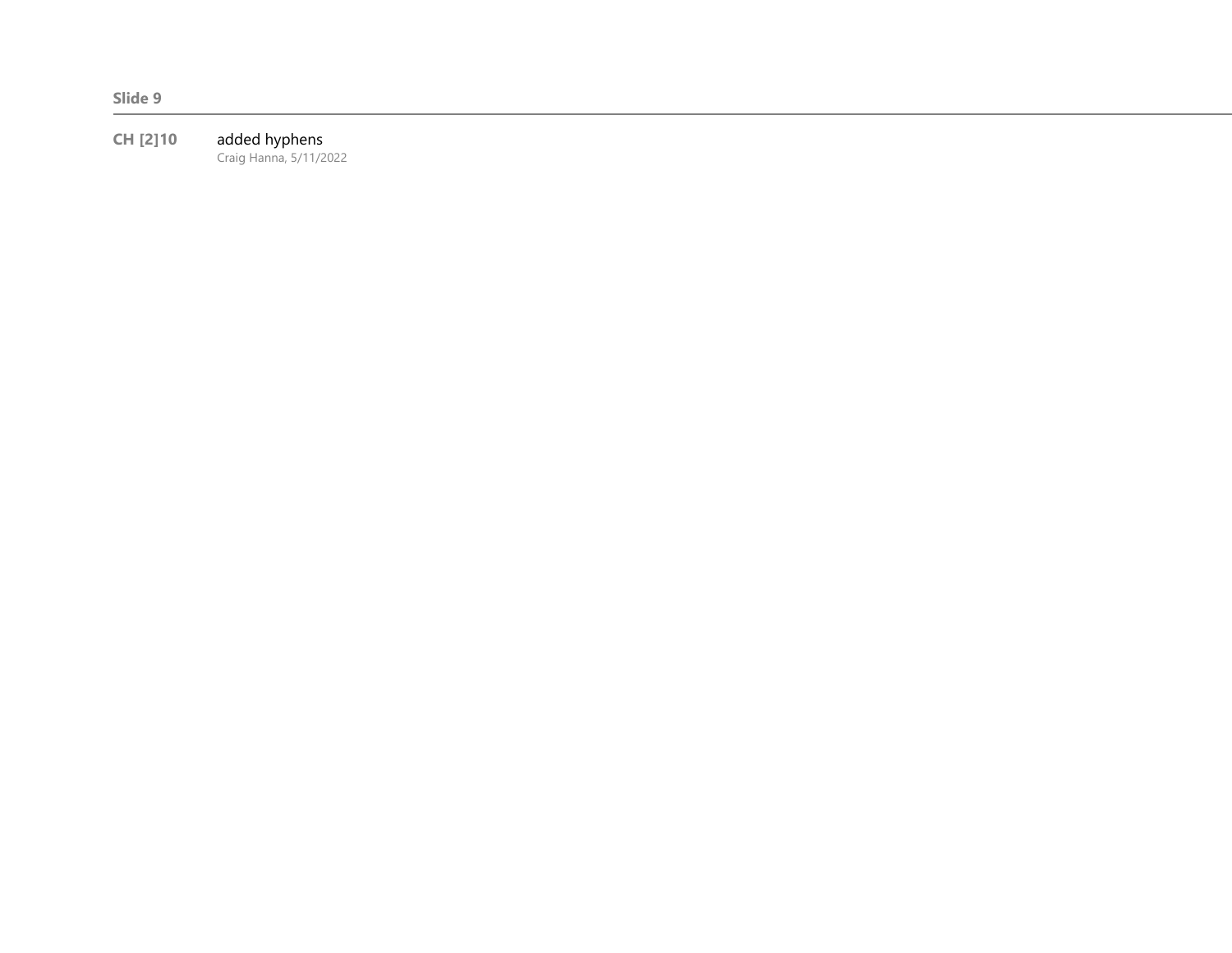**Slide 9**

---

**CH [2]10** added hyphens
Craig Hanna, 5/11/2022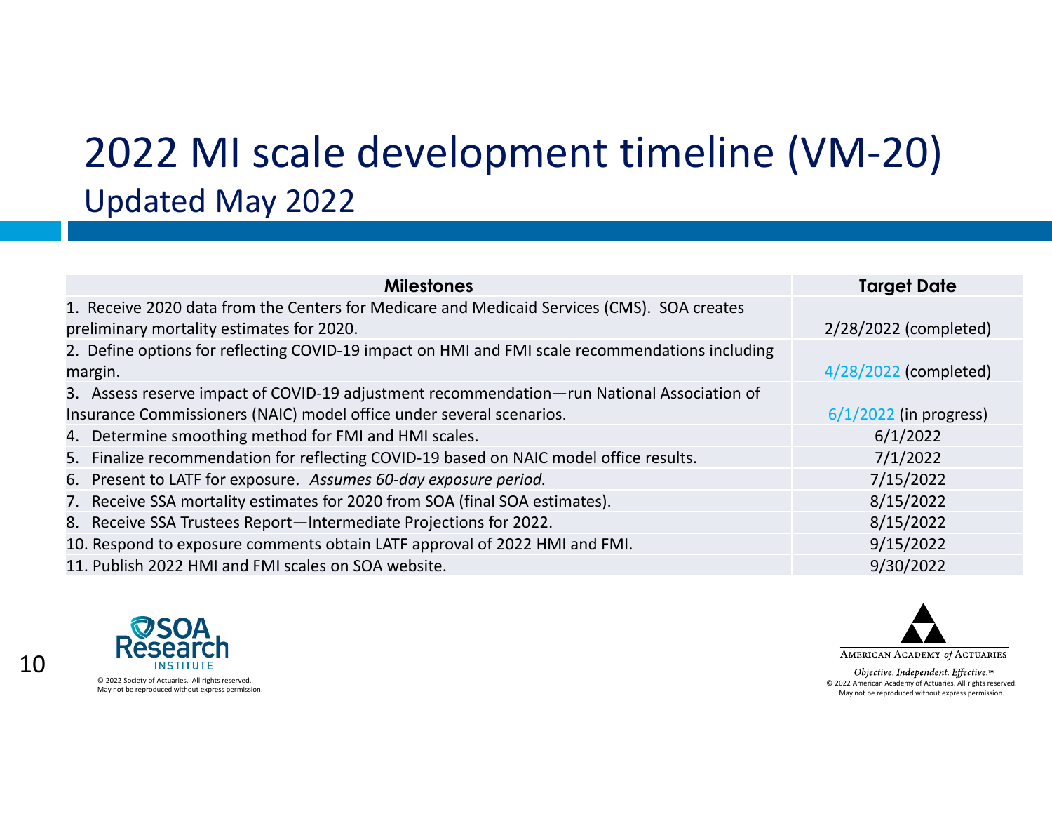# 2022 MI scale development timeline (VM-20)

## Updated May 2022

| Milestones | Target Date |
|---|---|
| 1. Receive 2020 data from the Centers for Medicare and Medicaid Services (CMS). SOA creates preliminary mortality estimates for 2020. | 2/28/2022 (completed) |
| 2. Define options for reflecting COVID-19 impact on HMI and FMI scale recommendations including margin. | 4/28/2022 (completed) |
| 3. Assess reserve impact of COVID-19 adjustment recommendation—run National Association of Insurance Commissioners (NAIC) model office under several scenarios. | 6/1/2022 (in progress) |
| 4. Determine smoothing method for FMI and HMI scales. | 6/1/2022 |
| 5. Finalize recommendation for reflecting COVID-19 based on NAIC model office results. | 7/1/2022 |
| 6. Present to LATF for exposure. *Assumes 60-day exposure period.* | 7/15/2022 |
| 7. Receive SSA mortality estimates for 2020 from SOA (final SOA estimates). | 8/15/2022 |
| 8. Receive SSA Trustees Report—Intermediate Projections for 2022. | 8/15/2022 |
| 10. Respond to exposure comments obtain LATF approval of 2022 HMI and FMI. | 9/15/2022 |
| 11. Publish 2022 HMI and FMI scales on SOA website. | 9/30/2022 |

SOA Research Institute

© 2022 Society of Actuaries. All rights reserved. May not be reproduced without express permission.

American Academy of Actuaries

*Objective. Independent. Effective.™*

© 2022 American Academy of Actuaries. All rights reserved. May not be reproduced without express permission.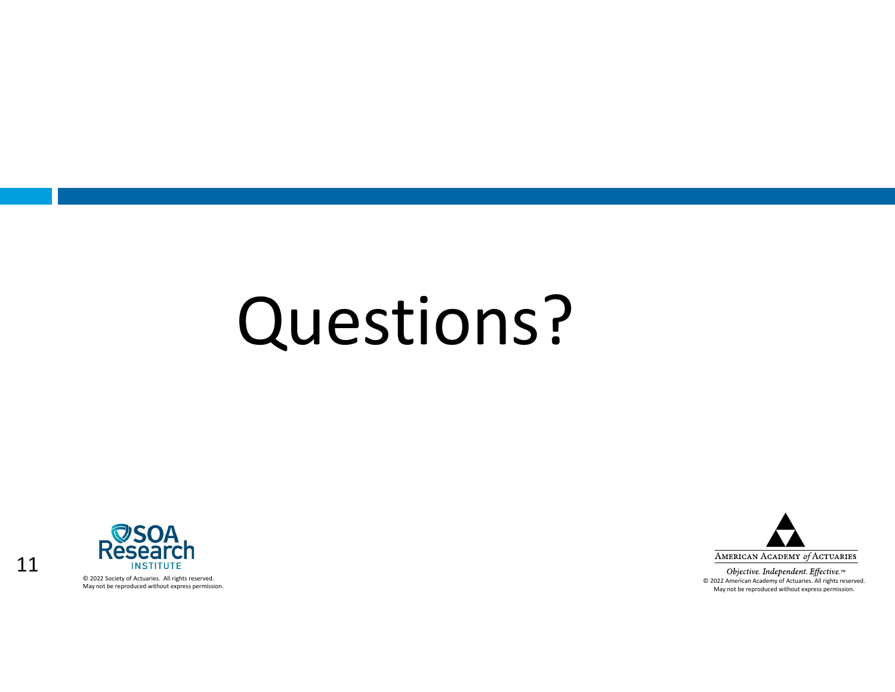# Questions?

© 2022 Society of Actuaries. All rights reserved.
May not be reproduced without express permission.

*Objective. Independent. Effective.*™
© 2022 American Academy of Actuaries. All rights reserved.
May not be reproduced without express permission.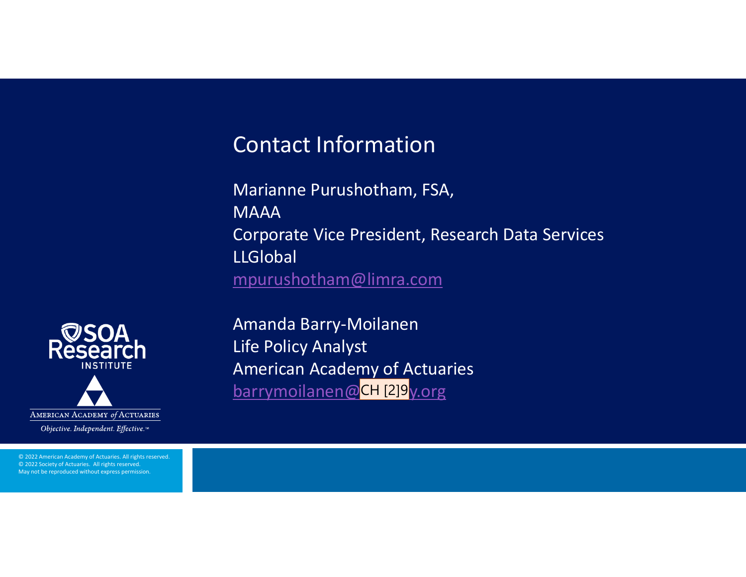## Contact Information

Marianne Purushotham, FSA,
MAAA
Corporate Vice President, Research Data Services
LLGlobal
mpurushotham@limra.com

Amanda Barry-Moilanen
Life Policy Analyst
American Academy of Actuaries
barrymoilanen@CH [2]9y.org

© 2022 American Academy of Actuaries. All rights reserved.
© 2022 Society of Actuaries. All rights reserved.
May not be reproduced without express permission.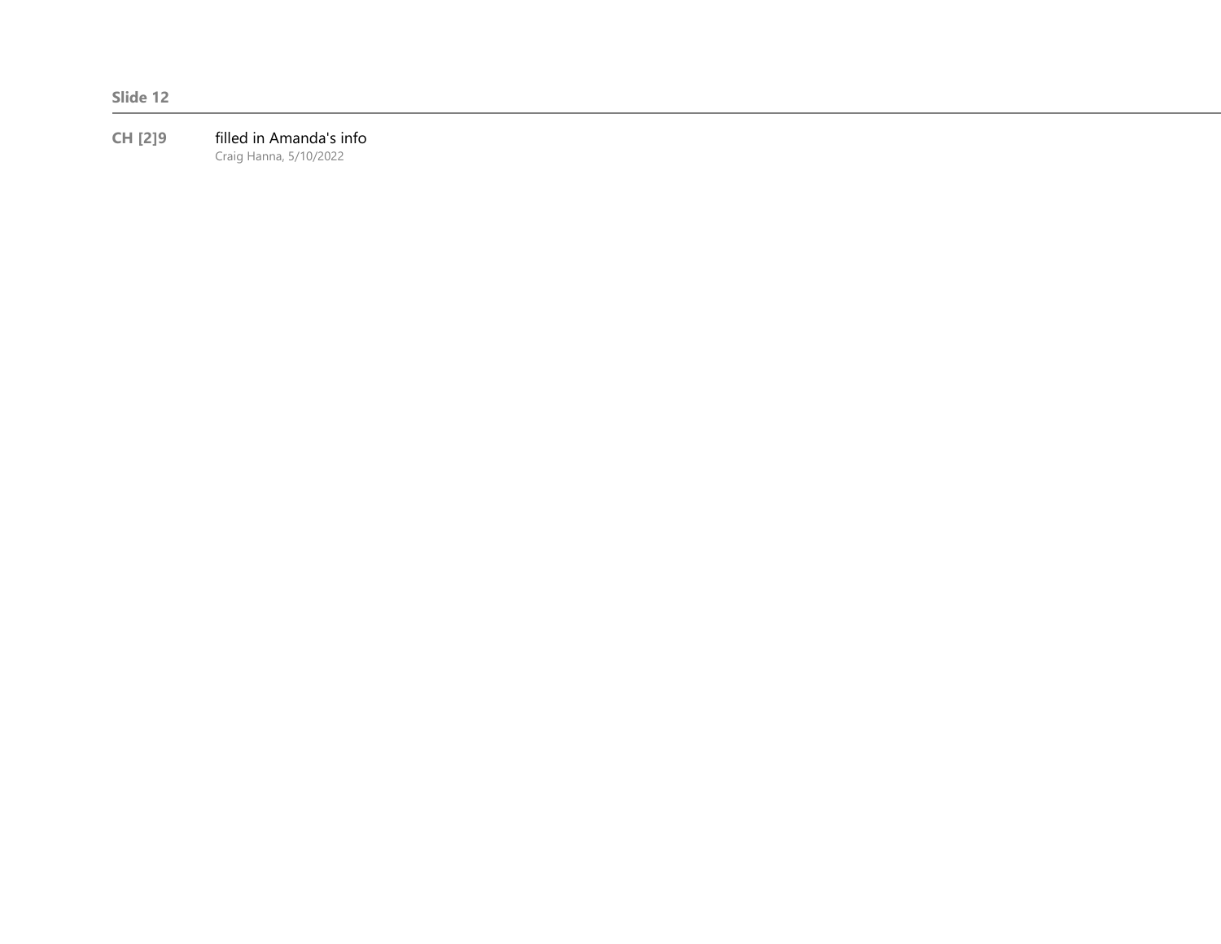**Slide 12**

---

**CH [2]9** filled in Amanda's info
Craig Hanna, 5/10/2022